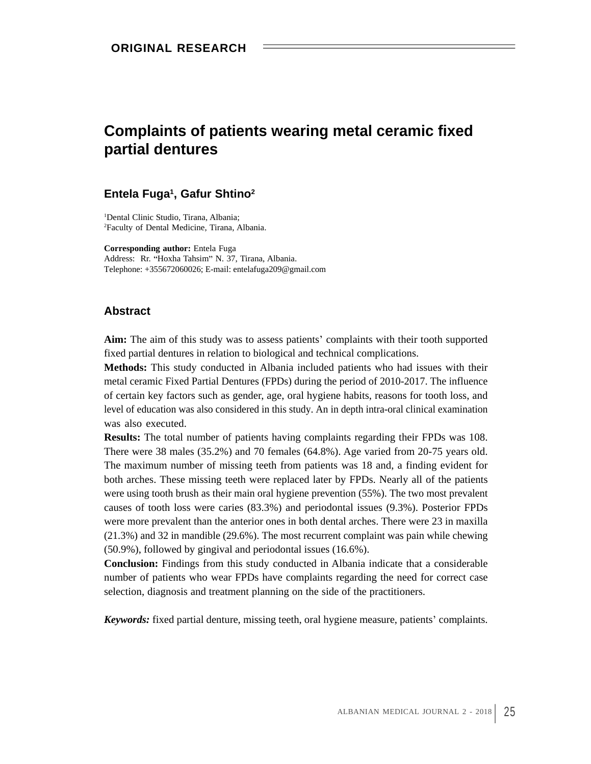ORIGINAL RESEARCH

# Complaints of patients wearing metal ceramic fixed partial dentures

**Entela Fuga[1], Gafur Shtino[2]**

[1]Dental Clinic Studio, Tirana, Albania;
[2]Faculty of Dental Medicine, Tirana, Albania.

**Corresponding author:** Entela Fuga
Address: Rr. "Hoxha Tahsim" N. 37, Tirana, Albania.
Telephone: +355672060026; E-mail: entelafuga209@gmail.com

## Abstract

**Aim:** The aim of this study was to assess patients' complaints with their tooth supported fixed partial dentures in relation to biological and technical complications.

**Methods:** This study conducted in Albania included patients who had issues with their metal ceramic Fixed Partial Dentures (FPDs) during the period of 2010-2017. The influence of certain key factors such as gender, age, oral hygiene habits, reasons for tooth loss, and level of education was also considered in this study. An in depth intra-oral clinical examination was also executed.

**Results:** The total number of patients having complaints regarding their FPDs was 108. There were 38 males (35.2%) and 70 females (64.8%). Age varied from 20-75 years old. The maximum number of missing teeth from patients was 18 and, a finding evident for both arches. These missing teeth were replaced later by FPDs. Nearly all of the patients were using tooth brush as their main oral hygiene prevention (55%). The two most prevalent causes of tooth loss were caries (83.3%) and periodontal issues (9.3%). Posterior FPDs were more prevalent than the anterior ones in both dental arches. There were 23 in maxilla (21.3%) and 32 in mandible (29.6%). The most recurrent complaint was pain while chewing (50.9%), followed by gingival and periodontal issues (16.6%).

**Conclusion:** Findings from this study conducted in Albania indicate that a considerable number of patients who wear FPDs have complaints regarding the need for correct case selection, diagnosis and treatment planning on the side of the practitioners.

***Keywords:*** fixed partial denture, missing teeth, oral hygiene measure, patients' complaints.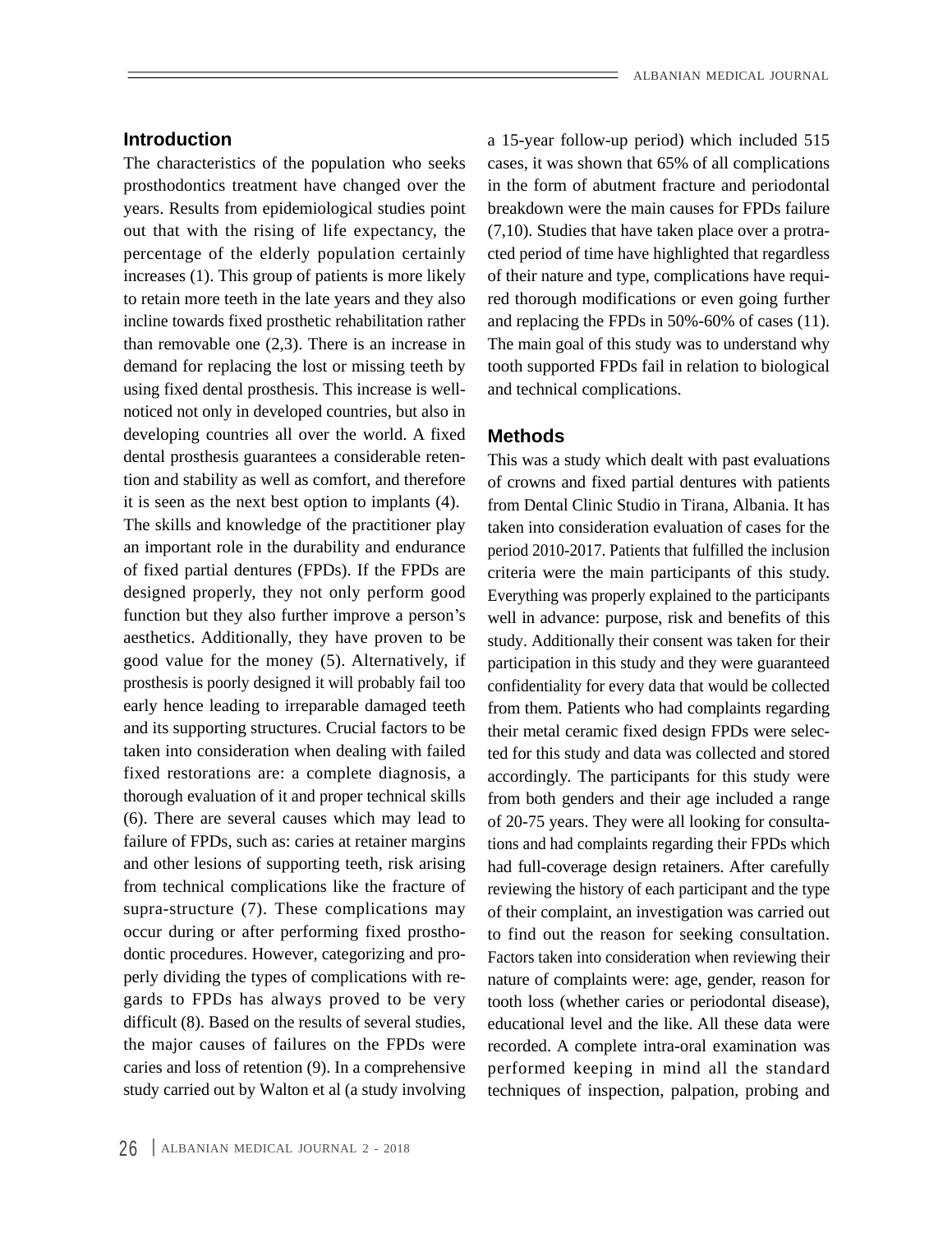## Introduction

The characteristics of the population who seeks prosthodontics treatment have changed over the years. Results from epidemiological studies point out that with the rising of life expectancy, the percentage of the elderly population certainly increases (1). This group of patients is more likely to retain more teeth in the late years and they also incline towards fixed prosthetic rehabilitation rather than removable one (2,3). There is an increase in demand for replacing the lost or missing teeth by using fixed dental prosthesis. This increase is well-noticed not only in developed countries, but also in developing countries all over the world. A fixed dental prosthesis guarantees a considerable retention and stability as well as comfort, and therefore it is seen as the next best option to implants (4).

The skills and knowledge of the practitioner play an important role in the durability and endurance of fixed partial dentures (FPDs). If the FPDs are designed properly, they not only perform good function but they also further improve a person's aesthetics. Additionally, they have proven to be good value for the money (5). Alternatively, if prosthesis is poorly designed it will probably fail too early hence leading to irreparable damaged teeth and its supporting structures. Crucial factors to be taken into consideration when dealing with failed fixed restorations are: a complete diagnosis, a thorough evaluation of it and proper technical skills (6). There are several causes which may lead to failure of FPDs, such as: caries at retainer margins and other lesions of supporting teeth, risk arising from technical complications like the fracture of supra-structure (7). These complications may occur during or after performing fixed prosthodontic procedures. However, categorizing and properly dividing the types of complications with regards to FPDs has always proved to be very difficult (8). Based on the results of several studies, the major causes of failures on the FPDs were caries and loss of retention (9). In a comprehensive study carried out by Walton et al (a study involving a 15-year follow-up period) which included 515 cases, it was shown that 65% of all complications in the form of abutment fracture and periodontal breakdown were the main causes for FPDs failure (7,10). Studies that have taken place over a protracted period of time have highlighted that regardless of their nature and type, complications have required thorough modifications or even going further and replacing the FPDs in 50%-60% of cases (11). The main goal of this study was to understand why tooth supported FPDs fail in relation to biological and technical complications.

## Methods

This was a study which dealt with past evaluations of crowns and fixed partial dentures with patients from Dental Clinic Studio in Tirana, Albania. It has taken into consideration evaluation of cases for the period 2010-2017. Patients that fulfilled the inclusion criteria were the main participants of this study. Everything was properly explained to the participants well in advance: purpose, risk and benefits of this study. Additionally their consent was taken for their participation in this study and they were guaranteed confidentiality for every data that would be collected from them. Patients who had complaints regarding their metal ceramic fixed design FPDs were selected for this study and data was collected and stored accordingly. The participants for this study were from both genders and their age included a range of 20-75 years. They were all looking for consultations and had complaints regarding their FPDs which had full-coverage design retainers. After carefully reviewing the history of each participant and the type of their complaint, an investigation was carried out to find out the reason for seeking consultation. Factors taken into consideration when reviewing their nature of complaints were: age, gender, reason for tooth loss (whether caries or periodontal disease), educational level and the like. All these data were recorded. A complete intra-oral examination was performed keeping in mind all the standard techniques of inspection, palpation, probing and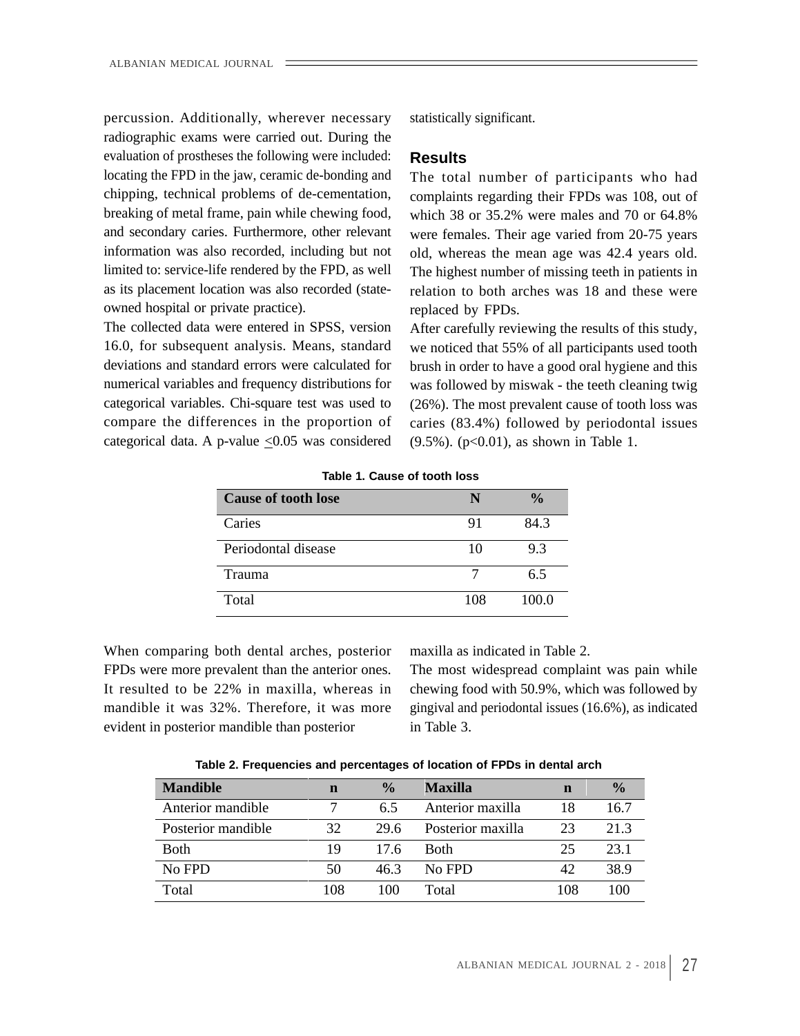percussion. Additionally, wherever necessary radiographic exams were carried out. During the evaluation of prostheses the following were included: locating the FPD in the jaw, ceramic de-bonding and chipping, technical problems of de-cementation, breaking of metal frame, pain while chewing food, and secondary caries. Furthermore, other relevant information was also recorded, including but not limited to: service-life rendered by the FPD, as well as its placement location was also recorded (state-owned hospital or private practice).

The collected data were entered in SPSS, version 16.0, for subsequent analysis. Means, standard deviations and standard errors were calculated for numerical variables and frequency distributions for categorical variables. Chi-square test was used to compare the differences in the proportion of categorical data. A p-value $\leq 0.05$ was considered statistically significant.

## Results

The total number of participants who had complaints regarding their FPDs was 108, out of which 38 or 35.2% were males and 70 or 64.8% were females. Their age varied from 20-75 years old, whereas the mean age was 42.4 years old. The highest number of missing teeth in patients in relation to both arches was 18 and these were replaced by FPDs.

After carefully reviewing the results of this study, we noticed that 55% of all participants used tooth brush in order to have a good oral hygiene and this was followed by miswak - the teeth cleaning twig (26%). The most prevalent cause of tooth loss was caries (83.4%) followed by periodontal issues (9.5%). ($p<0.01$), as shown in Table 1.

**Table 1. Cause of tooth loss**

| Cause of tooth lose | N | % |
|---|---|---|
| Caries | 91 | 84.3 |
| Periodontal disease | 10 | 9.3 |
| Trauma | 7 | 6.5 |
| Total | 108 | 100.0 |

When comparing both dental arches, posterior FPDs were more prevalent than the anterior ones. It resulted to be 22% in maxilla, whereas in mandible it was 32%. Therefore, it was more evident in posterior mandible than posterior maxilla as indicated in Table 2.

The most widespread complaint was pain while chewing food with 50.9%, which was followed by gingival and periodontal issues (16.6%), as indicated in Table 3.

**Table 2. Frequencies and percentages of location of FPDs in dental arch**

| Mandible | n | % | Maxilla | n | % |
|---|---|---|---|---|---|
| Anterior mandible | 7 | 6.5 | Anterior maxilla | 18 | 16.7 |
| Posterior mandible | 32 | 29.6 | Posterior maxilla | 23 | 21.3 |
| Both | 19 | 17.6 | Both | 25 | 23.1 |
| No FPD | 50 | 46.3 | No FPD | 42 | 38.9 |
| Total | 108 | 100 | Total | 108 | 100 |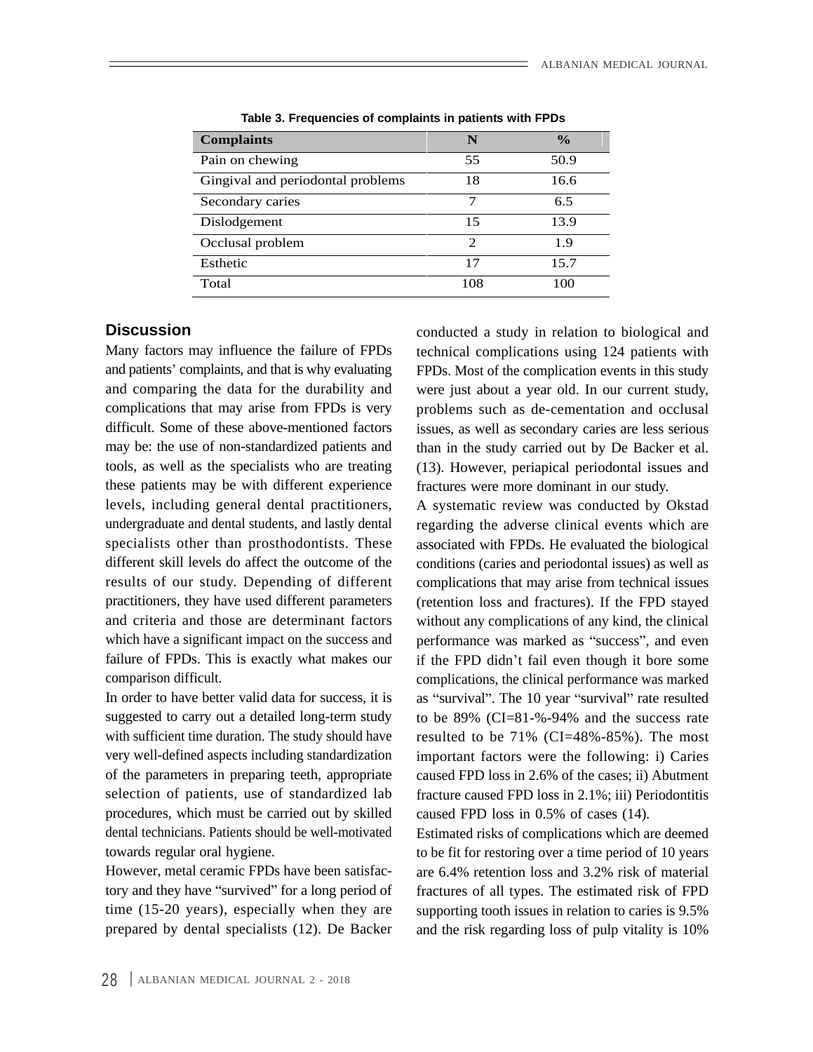**Table 3. Frequencies of complaints in patients with FPDs**

| Complaints | N | % |
|---|---|---|
| Pain on chewing | 55 | 50.9 |
| Gingival and periodontal problems | 18 | 16.6 |
| Secondary caries | 7 | 6.5 |
| Dislodgement | 15 | 13.9 |
| Occlusal problem | 2 | 1.9 |
| Esthetic | 17 | 15.7 |
| Total | 108 | 100 |

## Discussion

Many factors may influence the failure of FPDs and patients' complaints, and that is why evaluating and comparing the data for the durability and complications that may arise from FPDs is very difficult. Some of these above-mentioned factors may be: the use of non-standardized patients and tools, as well as the specialists who are treating these patients may be with different experience levels, including general dental practitioners, undergraduate and dental students, and lastly dental specialists other than prosthodontists. These different skill levels do affect the outcome of the results of our study. Depending of different practitioners, they have used different parameters and criteria and those are determinant factors which have a significant impact on the success and failure of FPDs. This is exactly what makes our comparison difficult.

In order to have better valid data for success, it is suggested to carry out a detailed long-term study with sufficient time duration. The study should have very well-defined aspects including standardization of the parameters in preparing teeth, appropriate selection of patients, use of standardized lab procedures, which must be carried out by skilled dental technicians. Patients should be well-motivated towards regular oral hygiene.

However, metal ceramic FPDs have been satisfactory and they have "survived" for a long period of time (15-20 years), especially when they are prepared by dental specialists (12). De Backer conducted a study in relation to biological and technical complications using 124 patients with FPDs. Most of the complication events in this study were just about a year old. In our current study, problems such as de-cementation and occlusal issues, as well as secondary caries are less serious than in the study carried out by De Backer et al. (13). However, periapical periodontal issues and fractures were more dominant in our study.

A systematic review was conducted by Okstad regarding the adverse clinical events which are associated with FPDs. He evaluated the biological conditions (caries and periodontal issues) as well as complications that may arise from technical issues (retention loss and fractures). If the FPD stayed without any complications of any kind, the clinical performance was marked as "success", and even if the FPD didn't fail even though it bore some complications, the clinical performance was marked as "survival". The 10 year "survival" rate resulted to be 89% (CI=81-%-94% and the success rate resulted to be 71% (CI=48%-85%). The most important factors were the following: i) Caries caused FPD loss in 2.6% of the cases; ii) Abutment fracture caused FPD loss in 2.1%; iii) Periodontitis caused FPD loss in 0.5% of cases (14).

Estimated risks of complications which are deemed to be fit for restoring over a time period of 10 years are 6.4% retention loss and 3.2% risk of material fractures of all types. The estimated risk of FPD supporting tooth issues in relation to caries is 9.5% and the risk regarding loss of pulp vitality is 10%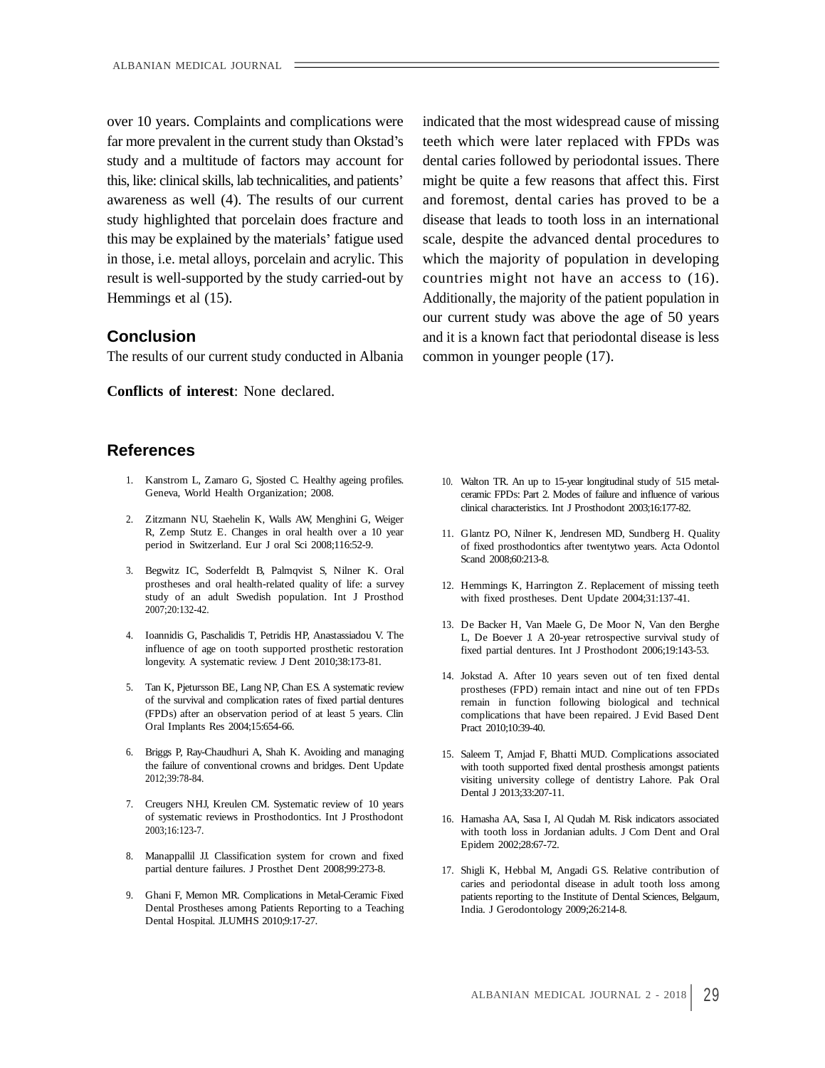over 10 years. Complaints and complications were far more prevalent in the current study than Okstad's study and a multitude of factors may account for this, like: clinical skills, lab technicalities, and patients' awareness as well (4). The results of our current study highlighted that porcelain does fracture and this may be explained by the materials' fatigue used in those, i.e. metal alloys, porcelain and acrylic. This result is well-supported by the study carried-out by Hemmings et al (15).

## Conclusion

The results of our current study conducted in Albania indicated that the most widespread cause of missing teeth which were later replaced with FPDs was dental caries followed by periodontal issues. There might be quite a few reasons that affect this. First and foremost, dental caries has proved to be a disease that leads to tooth loss in an international scale, despite the advanced dental procedures to which the majority of population in developing countries might not have an access to (16). Additionally, the majority of the patient population in our current study was above the age of 50 years and it is a known fact that periodontal disease is less common in younger people (17).

**Conflicts of interest**: None declared.

## References

1. Kanstrom L, Zamaro G, Sjosted C. Healthy ageing profiles. Geneva, World Health Organization; 2008.
2. Zitzmann NU, Staehelin K, Walls AW, Menghini G, Weiger R, Zemp Stutz E. Changes in oral health over a 10 year period in Switzerland. Eur J oral Sci 2008;116:52-9.
3. Begwitz IC, Soderfeldt B, Palmqvist S, Nilner K. Oral prostheses and oral health-related quality of life: a survey study of an adult Swedish population. Int J Prosthod 2007;20:132-42.
4. Ioannidis G, Paschalidis T, Petridis HP, Anastassiadou V. The influence of age on tooth supported prosthetic restoration longevity. A systematic review. J Dent 2010;38:173-81.
5. Tan K, Pjetursson BE, Lang NP, Chan ES. A systematic review of the survival and complication rates of fixed partial dentures (FPDs) after an observation period of at least 5 years. Clin Oral Implants Res 2004;15:654-66.
6. Briggs P, Ray-Chaudhuri A, Shah K. Avoiding and managing the failure of conventional crowns and bridges. Dent Update 2012;39:78-84.
7. Creugers NHJ, Kreulen CM. Systematic review of 10 years of systematic reviews in Prosthodontics. Int J Prosthodont 2003;16:123-7.
8. Manappallil JJ. Classification system for crown and fixed partial denture failures. J Prosthet Dent 2008;99:273-8.
9. Ghani F, Memon MR. Complications in Metal-Ceramic Fixed Dental Prostheses among Patients Reporting to a Teaching Dental Hospital. JLUMHS 2010;9:17-27.
10. Walton TR. An up to 15-year longitudinal study of 515 metal-ceramic FPDs: Part 2. Modes of failure and influence of various clinical characteristics. Int J Prosthodont 2003;16:177-82.
11. Glantz PO, Nilner K, Jendresen MD, Sundberg H. Quality of fixed prosthodontics after twentytwo years. Acta Odontol Scand 2008;60:213-8.
12. Hemmings K, Harrington Z. Replacement of missing teeth with fixed prostheses. Dent Update 2004;31:137-41.
13. De Backer H, Van Maele G, De Moor N, Van den Berghe L, De Boever J. A 20-year retrospective survival study of fixed partial dentures. Int J Prosthodont 2006;19:143-53.
14. Jokstad A. After 10 years seven out of ten fixed dental prostheses (FPD) remain intact and nine out of ten FPDs remain in function following biological and technical complications that have been repaired. J Evid Based Dent Pract 2010;10:39-40.
15. Saleem T, Amjad F, Bhatti MUD. Complications associated with tooth supported fixed dental prosthesis amongst patients visiting university college of dentistry Lahore. Pak Oral Dental J 2013;33:207-11.
16. Hamasha AA, Sasa I, Al Qudah M. Risk indicators associated with tooth loss in Jordanian adults. J Com Dent and Oral Epidem 2002;28:67-72.
17. Shigli K, Hebbal M, Angadi GS. Relative contribution of caries and periodontal disease in adult tooth loss among patients reporting to the Institute of Dental Sciences, Belgaum, India. J Gerodontology 2009;26:214-8.